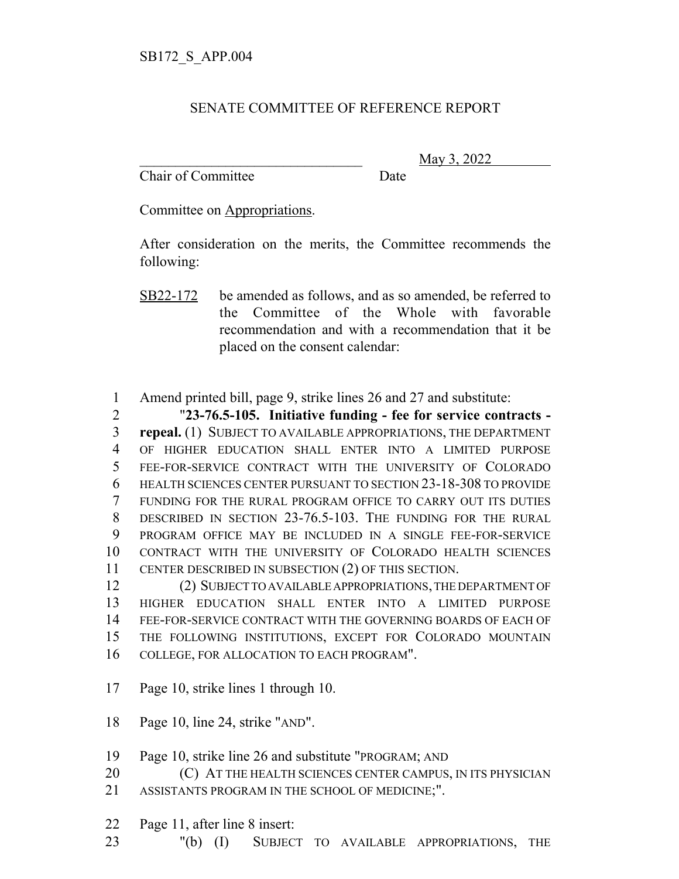SB172_S_APP.004

SENATE COMMITTEE OF REFERENCE REPORT

_______________________________ May 3, 2022

Chair of Committee Date

Committee on Appropriations.

After consideration on the merits, the Committee recommends the following:

SB22-172 be amended as follows, and as so amended, be referred to the Committee of the Whole with favorable recommendation and with a recommendation that it be placed on the consent calendar:

1 Amend printed bill, page 9, strike lines 26 and 27 and substitute:

2 "**23-76.5-105. Initiative funding - fee for service contracts -**
3 **repeal.** (1) SUBJECT TO AVAILABLE APPROPRIATIONS, THE DEPARTMENT
4 OF HIGHER EDUCATION SHALL ENTER INTO A LIMITED PURPOSE
5 FEE-FOR-SERVICE CONTRACT WITH THE UNIVERSITY OF COLORADO
6 HEALTH SCIENCES CENTER PURSUANT TO SECTION 23-18-308 TO PROVIDE
7 FUNDING FOR THE RURAL PROGRAM OFFICE TO CARRY OUT ITS DUTIES
8 DESCRIBED IN SECTION 23-76.5-103. THE FUNDING FOR THE RURAL
9 PROGRAM OFFICE MAY BE INCLUDED IN A SINGLE FEE-FOR-SERVICE
10 CONTRACT WITH THE UNIVERSITY OF COLORADO HEALTH SCIENCES
11 CENTER DESCRIBED IN SUBSECTION (2) OF THIS SECTION.

12 (2) SUBJECT TO AVAILABLE APPROPRIATIONS, THE DEPARTMENT OF
13 HIGHER EDUCATION SHALL ENTER INTO A LIMITED PURPOSE
14 FEE-FOR-SERVICE CONTRACT WITH THE GOVERNING BOARDS OF EACH OF
15 THE FOLLOWING INSTITUTIONS, EXCEPT FOR COLORADO MOUNTAIN
16 COLLEGE, FOR ALLOCATION TO EACH PROGRAM".

17 Page 10, strike lines 1 through 10.

18 Page 10, line 24, strike "AND".

19 Page 10, strike line 26 and substitute "PROGRAM; AND
20 (C) AT THE HEALTH SCIENCES CENTER CAMPUS, IN ITS PHYSICIAN
21 ASSISTANTS PROGRAM IN THE SCHOOL OF MEDICINE;".

22 Page 11, after line 8 insert:
23 "(b) (I) SUBJECT TO AVAILABLE APPROPRIATIONS, THE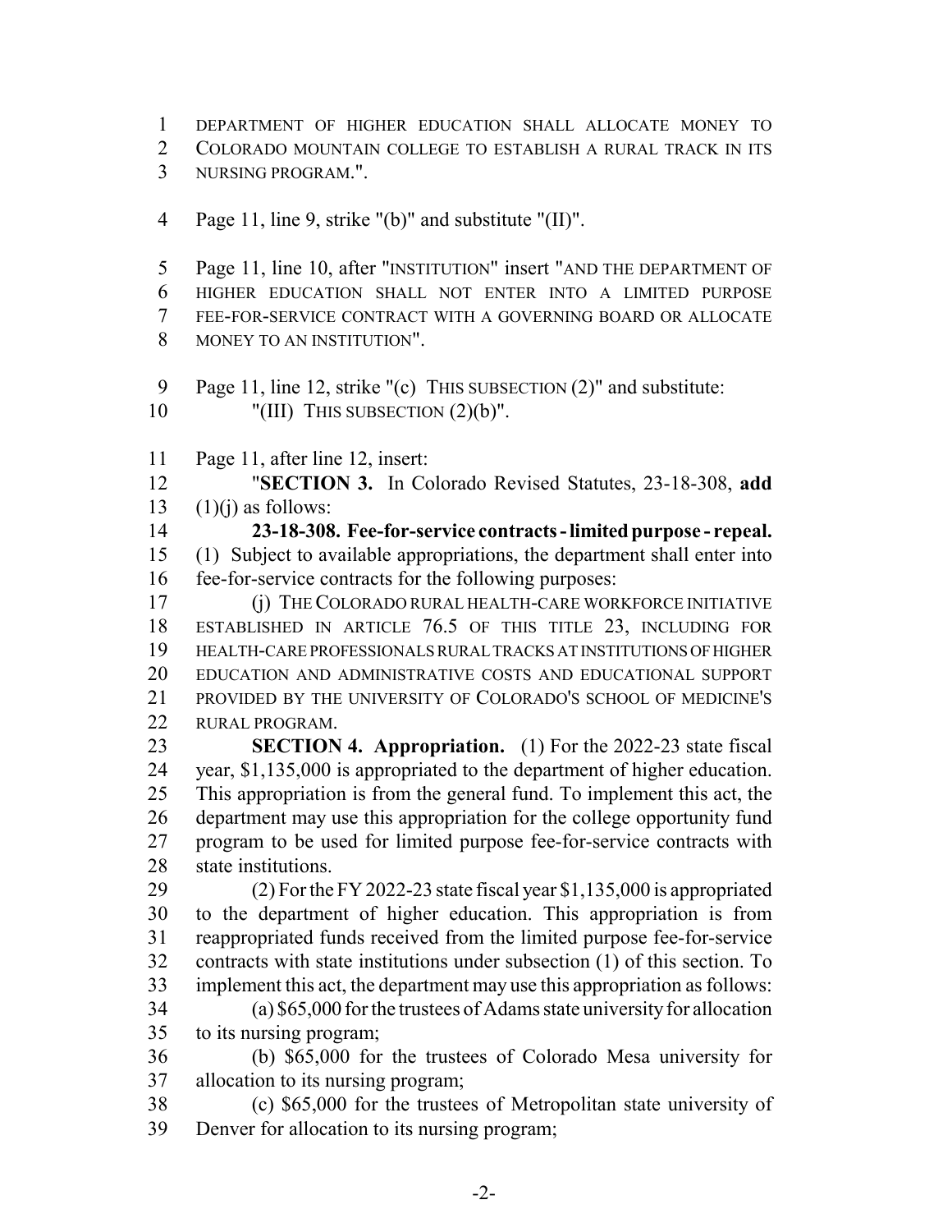DEPARTMENT OF HIGHER EDUCATION SHALL ALLOCATE MONEY TO COLORADO MOUNTAIN COLLEGE TO ESTABLISH A RURAL TRACK IN ITS NURSING PROGRAM.".

Page 11, line 9, strike "(b)" and substitute "(II)".

Page 11, line 10, after "INSTITUTION" insert "AND THE DEPARTMENT OF HIGHER EDUCATION SHALL NOT ENTER INTO A LIMITED PURPOSE FEE-FOR-SERVICE CONTRACT WITH A GOVERNING BOARD OR ALLOCATE MONEY TO AN INSTITUTION".

Page 11, line 12, strike "(c) THIS SUBSECTION (2)" and substitute:
"(III) THIS SUBSECTION (2)(b)".

Page 11, after line 12, insert:

"**SECTION 3.** In Colorado Revised Statutes, 23-18-308, **add** (1)(j) as follows:

**23-18-308. Fee-for-service contracts - limited purpose - repeal.** (1) Subject to available appropriations, the department shall enter into fee-for-service contracts for the following purposes:

(j) THE COLORADO RURAL HEALTH-CARE WORKFORCE INITIATIVE ESTABLISHED IN ARTICLE 76.5 OF THIS TITLE 23, INCLUDING FOR HEALTH-CARE PROFESSIONALS RURAL TRACKS AT INSTITUTIONS OF HIGHER EDUCATION AND ADMINISTRATIVE COSTS AND EDUCATIONAL SUPPORT PROVIDED BY THE UNIVERSITY OF COLORADO'S SCHOOL OF MEDICINE'S RURAL PROGRAM.

**SECTION 4. Appropriation.** (1) For the 2022-23 state fiscal year, $1,135,000 is appropriated to the department of higher education. This appropriation is from the general fund. To implement this act, the department may use this appropriation for the college opportunity fund program to be used for limited purpose fee-for-service contracts with state institutions.

(2) For the FY 2022-23 state fiscal year $1,135,000 is appropriated to the department of higher education. This appropriation is from reappropriated funds received from the limited purpose fee-for-service contracts with state institutions under subsection (1) of this section. To implement this act, the department may use this appropriation as follows:

(a) $65,000 for the trustees of Adams state university for allocation to its nursing program;

(b) $65,000 for the trustees of Colorado Mesa university for allocation to its nursing program;

(c) $65,000 for the trustees of Metropolitan state university of Denver for allocation to its nursing program;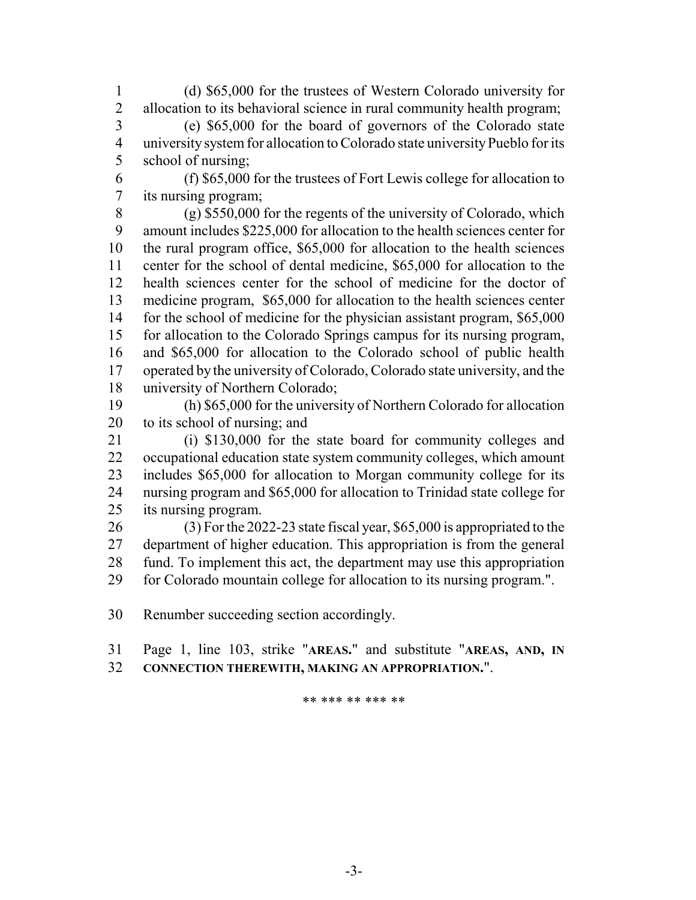(d) $65,000 for the trustees of Western Colorado university for allocation to its behavioral science in rural community health program;

(e) $65,000 for the board of governors of the Colorado state university system for allocation to Colorado state university Pueblo for its school of nursing;

(f) $65,000 for the trustees of Fort Lewis college for allocation to its nursing program;

(g) $550,000 for the regents of the university of Colorado, which amount includes $225,000 for allocation to the health sciences center for the rural program office, $65,000 for allocation to the health sciences center for the school of dental medicine, $65,000 for allocation to the health sciences center for the school of medicine for the doctor of medicine program, $65,000 for allocation to the health sciences center for the school of medicine for the physician assistant program, $65,000 for allocation to the Colorado Springs campus for its nursing program, and $65,000 for allocation to the Colorado school of public health operated by the university of Colorado, Colorado state university, and the university of Northern Colorado;

(h) $65,000 for the university of Northern Colorado for allocation to its school of nursing; and

(i) $130,000 for the state board for community colleges and occupational education state system community colleges, which amount includes $65,000 for allocation to Morgan community college for its nursing program and $65,000 for allocation to Trinidad state college for its nursing program.

(3) For the 2022-23 state fiscal year, $65,000 is appropriated to the department of higher education. This appropriation is from the general fund. To implement this act, the department may use this appropriation for Colorado mountain college for allocation to its nursing program.".

Renumber succeeding section accordingly.

Page 1, line 103, strike "**AREAS.**" and substitute "**AREAS, AND, IN CONNECTION THEREWITH, MAKING AN APPROPRIATION.**".

** *** ** *** **